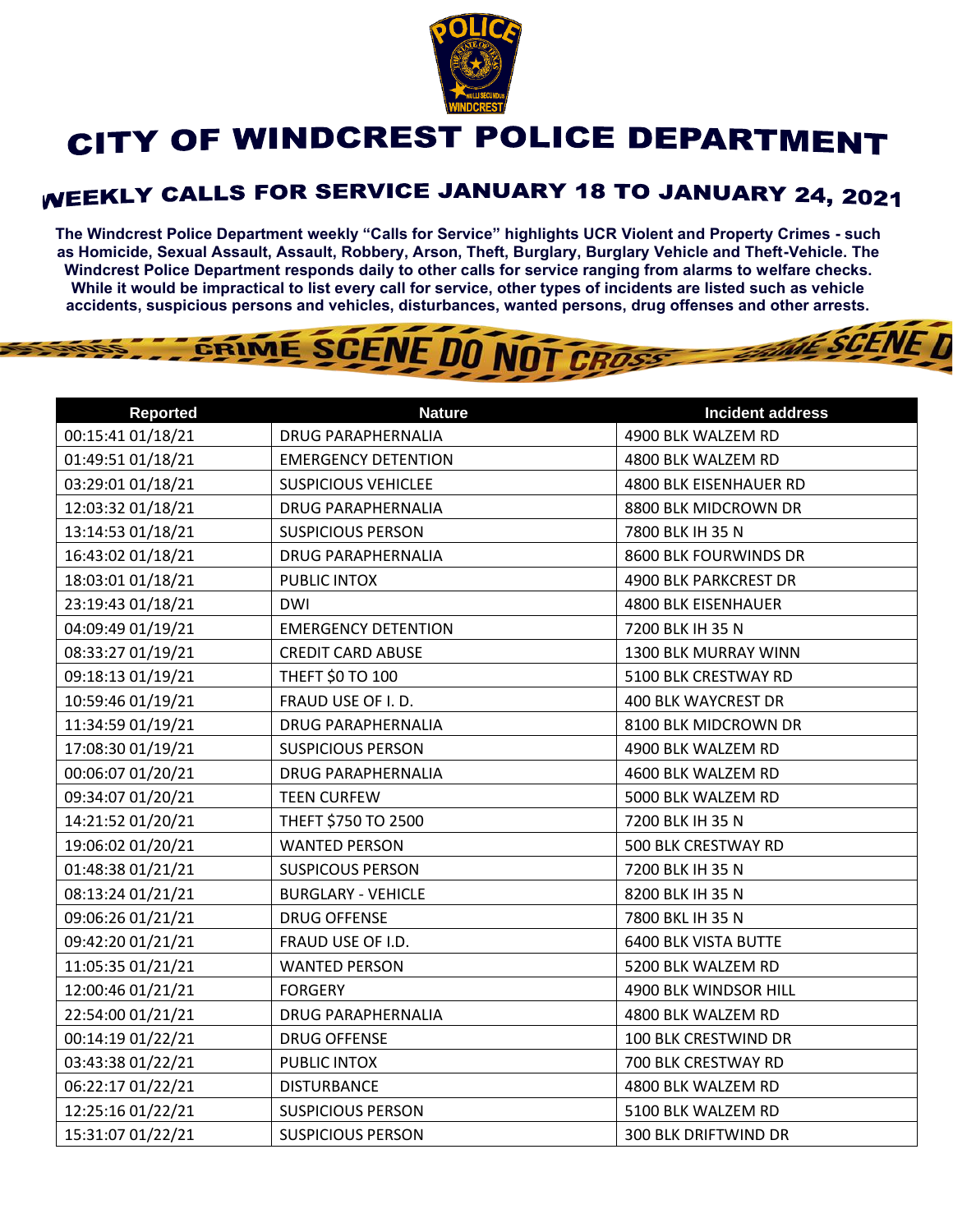# CITY OF WINDCREST POLICE DEPARTMENT

## WEEKLY CALLS FOR SERVICE JANUARY 18 TO JANUARY 24, 2021

**The Windcrest Police Department weekly "Calls for Service" highlights UCR Violent and Property Crimes - such as Homicide, Sexual Assault, Assault, Robbery, Arson, Theft, Burglary, Burglary Vehicle and Theft-Vehicle. The Windcrest Police Department responds daily to other calls for service ranging from alarms to welfare checks. While it would be impractical to list every call for service, other types of incidents are listed such as vehicle accidents, suspicious persons and vehicles, disturbances, wanted persons, drug offenses and other arrests.**

| Reported | Nature | Incident address |
|---|---|---|
| 00:15:41 01/18/21 | DRUG PARAPHERNALIA | 4900 BLK WALZEM RD |
| 01:49:51 01/18/21 | EMERGENCY DETENTION | 4800 BLK WALZEM RD |
| 03:29:01 01/18/21 | SUSPICIOUS VEHICLEE | 4800 BLK EISENHAUER RD |
| 12:03:32 01/18/21 | DRUG PARAPHERNALIA | 8800 BLK MIDCROWN DR |
| 13:14:53 01/18/21 | SUSPICIOUS PERSON | 7800 BLK IH 35 N |
| 16:43:02 01/18/21 | DRUG PARAPHERNALIA | 8600 BLK FOURWINDS DR |
| 18:03:01 01/18/21 | PUBLIC INTOX | 4900 BLK PARKCREST DR |
| 23:19:43 01/18/21 | DWI | 4800 BLK EISENHAUER |
| 04:09:49 01/19/21 | EMERGENCY DETENTION | 7200 BLK IH 35 N |
| 08:33:27 01/19/21 | CREDIT CARD ABUSE | 1300 BLK MURRAY WINN |
| 09:18:13 01/19/21 | THEFT $0 TO 100 | 5100 BLK CRESTWAY RD |
| 10:59:46 01/19/21 | FRAUD USE OF I. D. | 400 BLK WAYCREST DR |
| 11:34:59 01/19/21 | DRUG PARAPHERNALIA | 8100 BLK MIDCROWN DR |
| 17:08:30 01/19/21 | SUSPICIOUS PERSON | 4900 BLK WALZEM RD |
| 00:06:07 01/20/21 | DRUG PARAPHERNALIA | 4600 BLK WALZEM RD |
| 09:34:07 01/20/21 | TEEN CURFEW | 5000 BLK WALZEM RD |
| 14:21:52 01/20/21 | THEFT $750 TO 2500 | 7200 BLK IH 35 N |
| 19:06:02 01/20/21 | WANTED PERSON | 500 BLK CRESTWAY RD |
| 01:48:38 01/21/21 | SUSPICOUS PERSON | 7200 BLK IH 35 N |
| 08:13:24 01/21/21 | BURGLARY - VEHICLE | 8200 BLK IH 35 N |
| 09:06:26 01/21/21 | DRUG OFFENSE | 7800 BKL IH 35 N |
| 09:42:20 01/21/21 | FRAUD USE OF I.D. | 6400 BLK VISTA BUTTE |
| 11:05:35 01/21/21 | WANTED PERSON | 5200 BLK WALZEM RD |
| 12:00:46 01/21/21 | FORGERY | 4900 BLK WINDSOR HILL |
| 22:54:00 01/21/21 | DRUG PARAPHERNALIA | 4800 BLK WALZEM RD |
| 00:14:19 01/22/21 | DRUG OFFENSE | 100 BLK CRESTWIND DR |
| 03:43:38 01/22/21 | PUBLIC INTOX | 700 BLK CRESTWAY RD |
| 06:22:17 01/22/21 | DISTURBANCE | 4800 BLK WALZEM RD |
| 12:25:16 01/22/21 | SUSPICIOUS PERSON | 5100 BLK WALZEM RD |
| 15:31:07 01/22/21 | SUSPICIOUS PERSON | 300 BLK DRIFTWIND DR |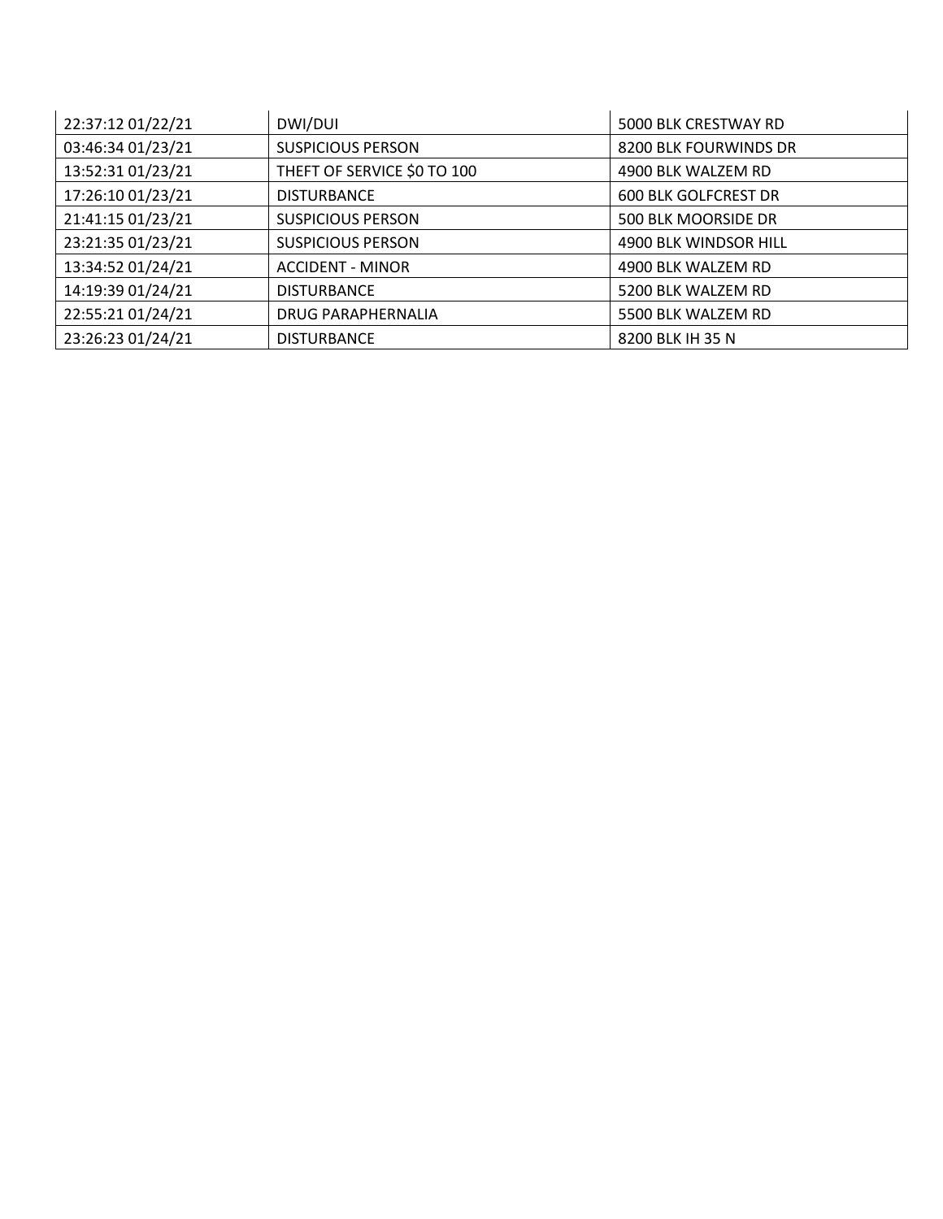| | | |
|---|---|---|
| 22:37:12 01/22/21 | DWI/DUI | 5000 BLK CRESTWAY RD |
| 03:46:34 01/23/21 | SUSPICIOUS PERSON | 8200 BLK FOURWINDS DR |
| 13:52:31 01/23/21 | THEFT OF SERVICE $0 TO 100 | 4900 BLK WALZEM RD |
| 17:26:10 01/23/21 | DISTURBANCE | 600 BLK GOLFCREST DR |
| 21:41:15 01/23/21 | SUSPICIOUS PERSON | 500 BLK MOORSIDE DR |
| 23:21:35 01/23/21 | SUSPICIOUS PERSON | 4900 BLK WINDSOR HILL |
| 13:34:52 01/24/21 | ACCIDENT - MINOR | 4900 BLK WALZEM RD |
| 14:19:39 01/24/21 | DISTURBANCE | 5200 BLK WALZEM RD |
| 22:55:21 01/24/21 | DRUG PARAPHERNALIA | 5500 BLK WALZEM RD |
| 23:26:23 01/24/21 | DISTURBANCE | 8200 BLK IH 35 N |